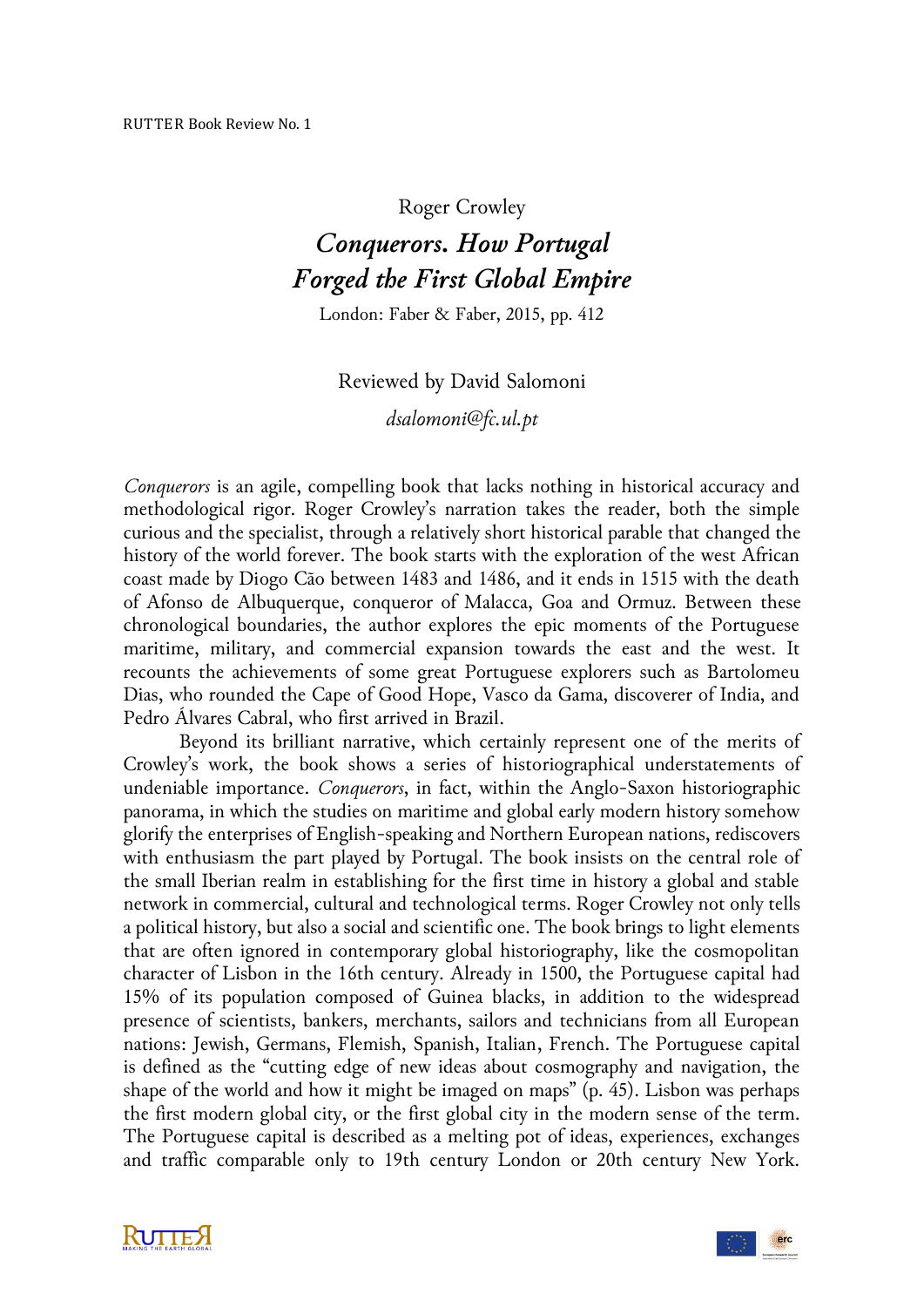Roger Crowley

# *Conquerors. How Portugal Forged the First Global Empire*

London: Faber & Faber, 2015, pp. 412

Reviewed by David Salomoni

*dsalomoni@fc.ul.pt*

*Conquerors* is an agile, compelling book that lacks nothing in historical accuracy and methodological rigor. Roger Crowley's narration takes the reader, both the simple curious and the specialist, through a relatively short historical parable that changed the history of the world forever. The book starts with the exploration of the west African coast made by Diogo Cão between 1483 and 1486, and it ends in 1515 with the death of Afonso de Albuquerque, conqueror of Malacca, Goa and Ormuz. Between these chronological boundaries, the author explores the epic moments of the Portuguese maritime, military, and commercial expansion towards the east and the west. It recounts the achievements of some great Portuguese explorers such as Bartolomeu Dias, who rounded the Cape of Good Hope, Vasco da Gama, discoverer of India, and Pedro Álvares Cabral, who first arrived in Brazil.

Beyond its brilliant narrative, which certainly represent one of the merits of Crowley's work, the book shows a series of historiographical understatements of undeniable importance. *Conquerors*, in fact, within the Anglo-Saxon historiographic panorama, in which the studies on maritime and global early modern history somehow glorify the enterprises of English-speaking and Northern European nations, rediscovers with enthusiasm the part played by Portugal. The book insists on the central role of the small Iberian realm in establishing for the first time in history a global and stable network in commercial, cultural and technological terms. Roger Crowley not only tells a political history, but also a social and scientific one. The book brings to light elements that are often ignored in contemporary global historiography, like the cosmopolitan character of Lisbon in the 16th century. Already in 1500, the Portuguese capital had 15% of its population composed of Guinea blacks, in addition to the widespread presence of scientists, bankers, merchants, sailors and technicians from all European nations: Jewish, Germans, Flemish, Spanish, Italian, French. The Portuguese capital is defined as the "cutting edge of new ideas about cosmography and navigation, the shape of the world and how it might be imaged on maps" (p. 45). Lisbon was perhaps the first modern global city, or the first global city in the modern sense of the term. The Portuguese capital is described as a melting pot of ideas, experiences, exchanges and traffic comparable only to 19th century London or 20th century New York.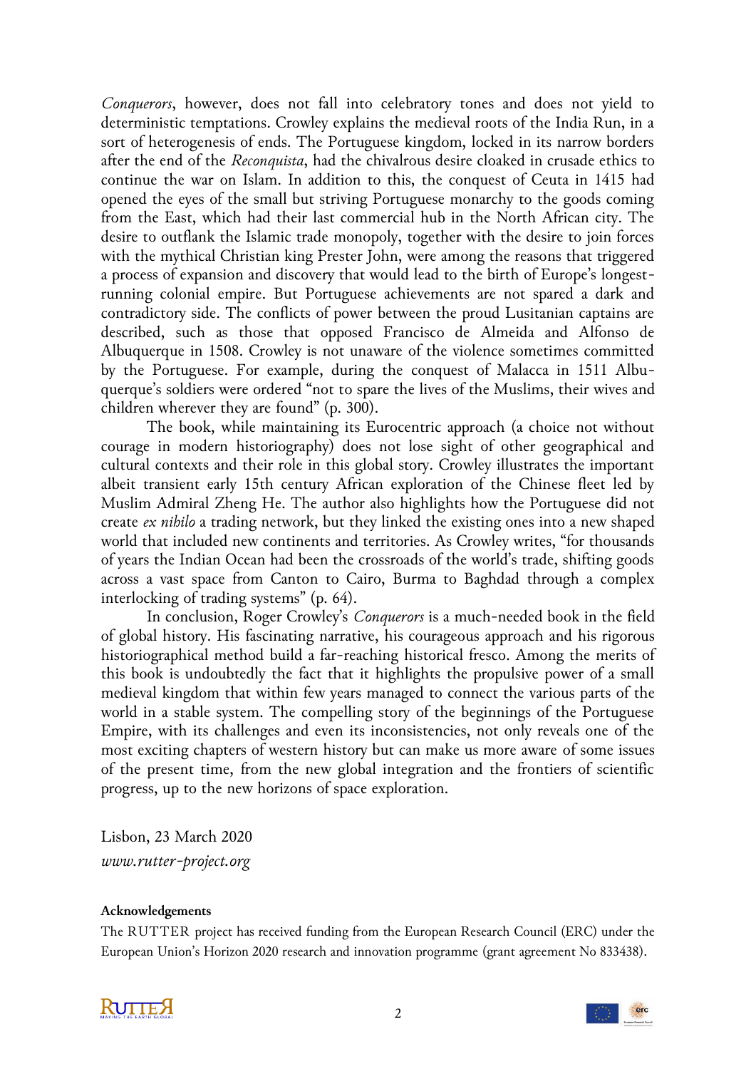*Conquerors*, however, does not fall into celebratory tones and does not yield to deterministic temptations. Crowley explains the medieval roots of the India Run, in a sort of heterogenesis of ends. The Portuguese kingdom, locked in its narrow borders after the end of the *Reconquista*, had the chivalrous desire cloaked in crusade ethics to continue the war on Islam. In addition to this, the conquest of Ceuta in 1415 had opened the eyes of the small but striving Portuguese monarchy to the goods coming from the East, which had their last commercial hub in the North African city. The desire to outflank the Islamic trade monopoly, together with the desire to join forces with the mythical Christian king Prester John, were among the reasons that triggered a process of expansion and discovery that would lead to the birth of Europe's longest-running colonial empire. But Portuguese achievements are not spared a dark and contradictory side. The conflicts of power between the proud Lusitanian captains are described, such as those that opposed Francisco de Almeida and Alfonso de Albuquerque in 1508. Crowley is not unaware of the violence sometimes committed by the Portuguese. For example, during the conquest of Malacca in 1511 Albuquerque's soldiers were ordered "not to spare the lives of the Muslims, their wives and children wherever they are found" (p. 300).

The book, while maintaining its Eurocentric approach (a choice not without courage in modern historiography) does not lose sight of other geographical and cultural contexts and their role in this global story. Crowley illustrates the important albeit transient early 15th century African exploration of the Chinese fleet led by Muslim Admiral Zheng He. The author also highlights how the Portuguese did not create *ex nihilo* a trading network, but they linked the existing ones into a new shaped world that included new continents and territories. As Crowley writes, "for thousands of years the Indian Ocean had been the crossroads of the world's trade, shifting goods across a vast space from Canton to Cairo, Burma to Baghdad through a complex interlocking of trading systems" (p. 64).

In conclusion, Roger Crowley's *Conquerors* is a much-needed book in the field of global history. His fascinating narrative, his courageous approach and his rigorous historiographical method build a far-reaching historical fresco. Among the merits of this book is undoubtedly the fact that it highlights the propulsive power of a small medieval kingdom that within few years managed to connect the various parts of the world in a stable system. The compelling story of the beginnings of the Portuguese Empire, with its challenges and even its inconsistencies, not only reveals one of the most exciting chapters of western history but can make us more aware of some issues of the present time, from the new global integration and the frontiers of scientific progress, up to the new horizons of space exploration.

Lisbon, 23 March 2020
*www.rutter-project.org*

**Acknowledgements**

The RUTTER project has received funding from the European Research Council (ERC) under the European Union's Horizon 2020 research and innovation programme (grant agreement No 833438).